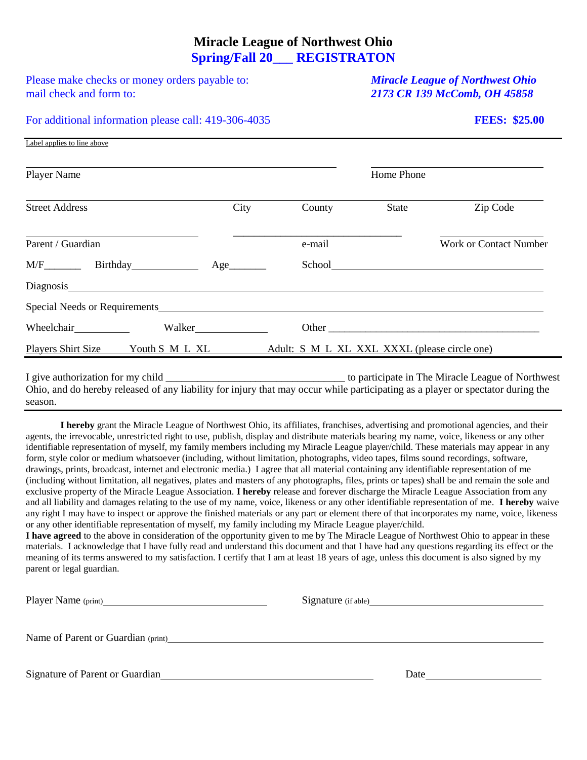# Miracle League of Northwest Ohio

## Spring/Fall 20___ REGISTRATON

Please make checks or money orders payable to: ***Miracle League of Northwest Ohio***

mail check and form to: ***2173 CR 139 McComb, OH 45858***

For additional information please call: 419-306-4035 **FEES: $25.00**

Label applies to line above

______________________________ ______________________________

Player Name Home Phone

______________________________________________________________________

Street Address City County State Zip Code

______________________ ______________________ ______________________

Parent / Guardian e-mail Work or Contact Number

M/F_______ Birthday___________ Age_______ School______________________________

Diagnosis______________________________________________________________________

Special Needs or Requirements__________________________________________________

Wheelchair__________ Walker_____________ Other __________________________________

Players Shirt Size Youth S M L XL Adult: S M L XL XXL XXXL (please circle one)

I give authorization for my child _________________________________ to participate in The Miracle League of Northwest Ohio, and do hereby released of any liability for injury that may occur while participating as a player or spectator during the season.

**I hereby** grant the Miracle League of Northwest Ohio, its affiliates, franchises, advertising and promotional agencies, and their agents, the irrevocable, unrestricted right to use, publish, display and distribute materials bearing my name, voice, likeness or any other identifiable representation of myself, my family members including my Miracle League player/child. These materials may appear in any form, style color or medium whatsoever (including, without limitation, photographs, video tapes, films sound recordings, software, drawings, prints, broadcast, internet and electronic media.) I agree that all material containing any identifiable representation of me (including without limitation, all negatives, plates and masters of any photographs, files, prints or tapes) shall be and remain the sole and exclusive property of the Miracle League Association. **I hereby** release and forever discharge the Miracle League Association from any and all liability and damages relating to the use of my name, voice, likeness or any other identifiable representation of me. **I hereby** waive any right I may have to inspect or approve the finished materials or any part or element there of that incorporates my name, voice, likeness or any other identifiable representation of myself, my family including my Miracle League player/child.

**I have agreed** to the above in consideration of the opportunity given to me by The Miracle League of Northwest Ohio to appear in these materials. I acknowledge that I have fully read and understand this document and that I have had any questions regarding its effect or the meaning of its terms answered to my satisfaction. I certify that I am at least 18 years of age, unless this document is also signed by my parent or legal guardian.

Player Name (print)______________________________ Signature (if able)______________________________

Name of Parent or Guardian (print)______________________________________________________

Signature of Parent or Guardian______________________________________ Date____________________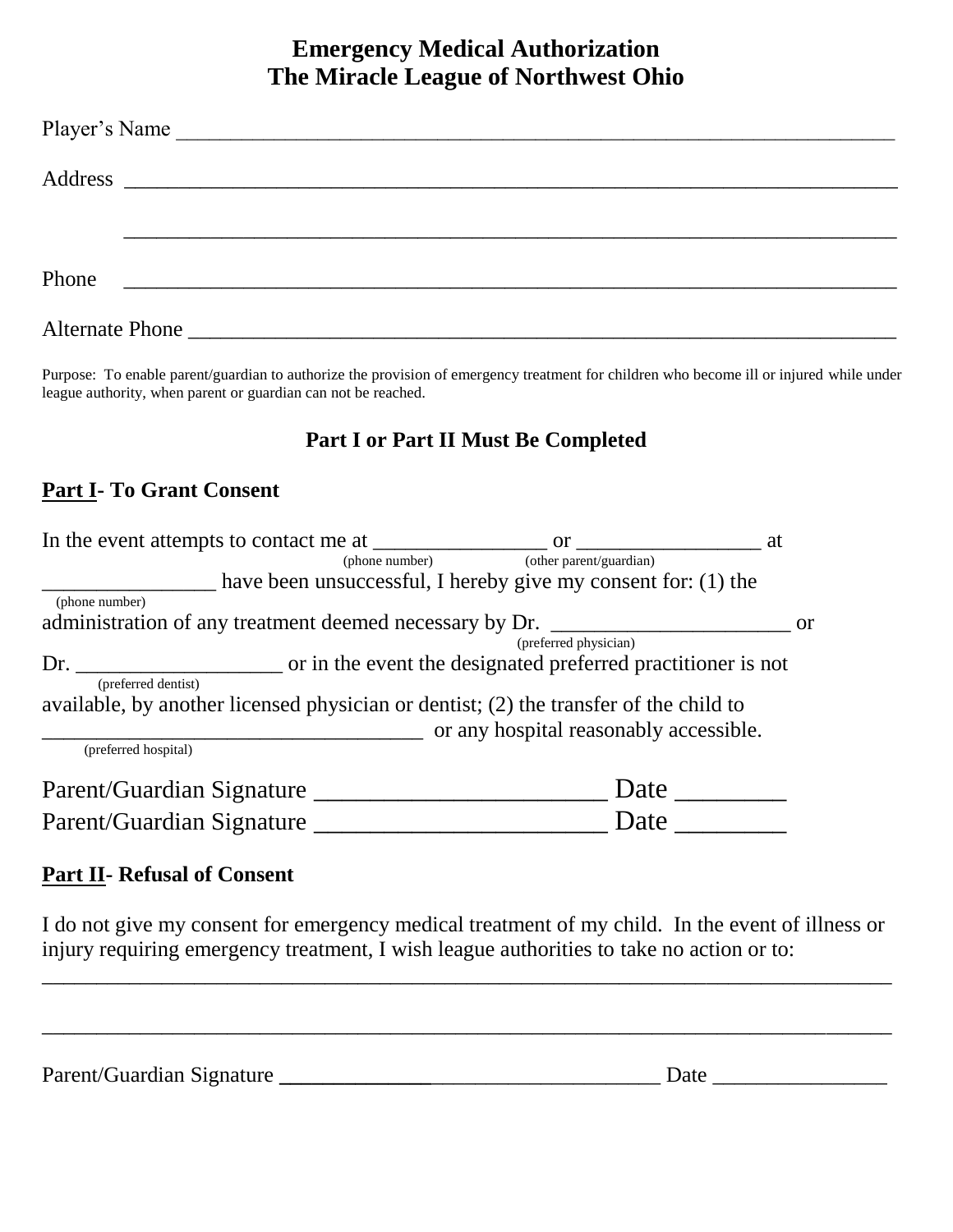# Emergency Medical Authorization
# The Miracle League of Northwest Ohio

Player's Name ___________________________________________________________

Address ________________________________________________________________

________________________________________________________________

Phone ________________________________________________________________

Alternate Phone _________________________________________________________

Purpose: To enable parent/guardian to authorize the provision of emergency treatment for children who become ill or injured while under league authority, when parent or guardian can not be reached.

### Part I or Part II Must Be Completed

## **Part I**- To Grant Consent

In the event attempts to contact me at _______________ (phone number) or ________________ (other parent/guardian) at _______________ (phone number) have been unsuccessful, I hereby give my consent for: (1) the administration of any treatment deemed necessary by Dr. _____________________ (preferred physician) or Dr. __________________ (preferred dentist) or in the event the designated preferred practitioner is not available, by another licensed physician or dentist; (2) the transfer of the child to _________________________________ (preferred hospital) or any hospital reasonably accessible.

Parent/Guardian Signature _______________________ Date ________

Parent/Guardian Signature _______________________ Date ________

## **Part II**- Refusal of Consent

I do not give my consent for emergency medical treatment of my child. In the event of illness or injury requiring emergency treatment, I wish league authorities to take no action or to:

__________________________________________________________________________

__________________________________________________________________________

Parent/Guardian Signature __________________________________ Date _______________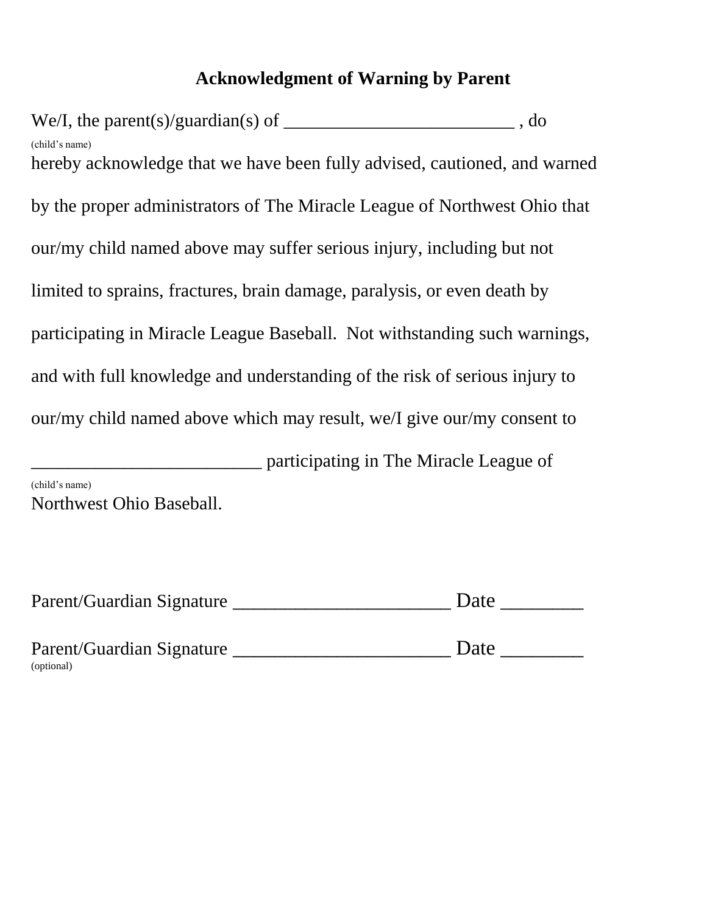# Acknowledgment of Warning by Parent

We/I, the parent(s)/guardian(s) of _________________________ , do
(child's name)
hereby acknowledge that we have been fully advised, cautioned, and warned by the proper administrators of The Miracle League of Northwest Ohio that our/my child named above may suffer serious injury, including but not limited to sprains, fractures, brain damage, paralysis, or even death by participating in Miracle League Baseball. Not withstanding such warnings, and with full knowledge and understanding of the risk of serious injury to our/my child named above which may result, we/I give our/my consent to _________________________ participating in The Miracle League of
(child's name)
Northwest Ohio Baseball.

Parent/Guardian Signature ______________________ Date ________

Parent/Guardian Signature ______________________ Date ________
(optional)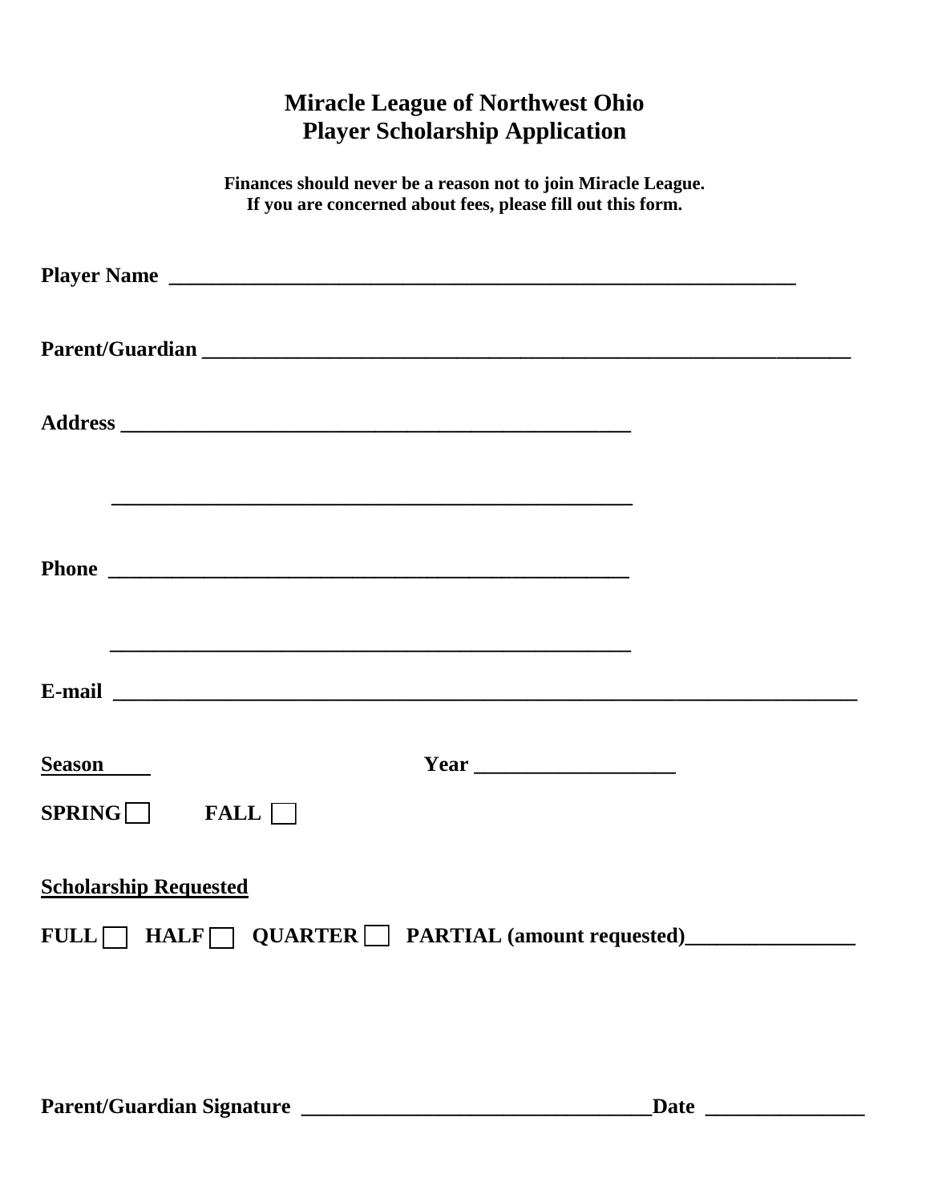# Miracle League of Northwest Ohio
# Player Scholarship Application

**Finances should never be a reason not to join Miracle League.**
**If you are concerned about fees, please fill out this form.**

**Player Name** ______________________________________________________________

**Parent/Guardian** ______________________________________________________________

**Address** ____________________________________________________

____________________________________________________

**Phone** ____________________________________________________

____________________________________________________

**E-mail** ______________________________________________________________

**Season** **Year** ___________________

**SPRING** ☐ **FALL** ☐

**Scholarship Requested**

**FULL** ☐ **HALF** ☐ **QUARTER** ☐ **PARTIAL (amount requested)**________________

**Parent/Guardian Signature** __________________________________**Date** _______________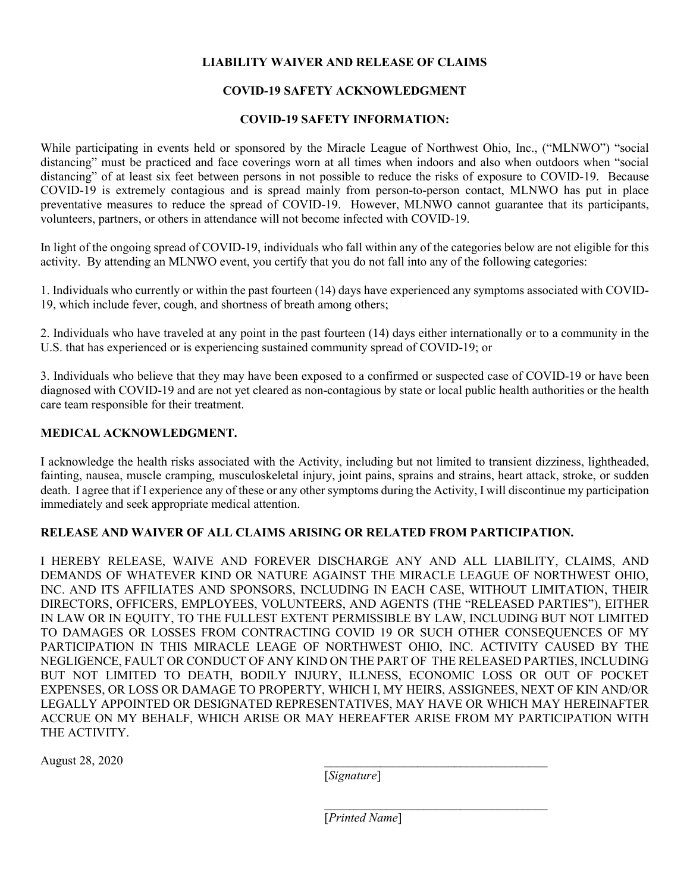**LIABILITY WAIVER AND RELEASE OF CLAIMS**

**COVID-19 SAFETY ACKNOWLEDGMENT**

**COVID-19 SAFETY INFORMATION:**

While participating in events held or sponsored by the Miracle League of Northwest Ohio, Inc., ("MLNWO") "social distancing" must be practiced and face coverings worn at all times when indoors and also when outdoors when "social distancing" of at least six feet between persons in not possible to reduce the risks of exposure to COVID-19. Because COVID-19 is extremely contagious and is spread mainly from person-to-person contact, MLNWO has put in place preventative measures to reduce the spread of COVID-19. However, MLNWO cannot guarantee that its participants, volunteers, partners, or others in attendance will not become infected with COVID-19.

In light of the ongoing spread of COVID-19, individuals who fall within any of the categories below are not eligible for this activity. By attending an MLNWO event, you certify that you do not fall into any of the following categories:

1. Individuals who currently or within the past fourteen (14) days have experienced any symptoms associated with COVID-19, which include fever, cough, and shortness of breath among others;

2. Individuals who have traveled at any point in the past fourteen (14) days either internationally or to a community in the U.S. that has experienced or is experiencing sustained community spread of COVID-19; or

3. Individuals who believe that they may have been exposed to a confirmed or suspected case of COVID-19 or have been diagnosed with COVID-19 and are not yet cleared as non-contagious by state or local public health authorities or the health care team responsible for their treatment.

**MEDICAL ACKNOWLEDGMENT.**

I acknowledge the health risks associated with the Activity, including but not limited to transient dizziness, lightheaded, fainting, nausea, muscle cramping, musculoskeletal injury, joint pains, sprains and strains, heart attack, stroke, or sudden death. I agree that if I experience any of these or any other symptoms during the Activity, I will discontinue my participation immediately and seek appropriate medical attention.

**RELEASE AND WAIVER OF ALL CLAIMS ARISING OR RELATED FROM PARTICIPATION.**

I HEREBY RELEASE, WAIVE AND FOREVER DISCHARGE ANY AND ALL LIABILITY, CLAIMS, AND DEMANDS OF WHATEVER KIND OR NATURE AGAINST THE MIRACLE LEAGUE OF NORTHWEST OHIO, INC. AND ITS AFFILIATES AND SPONSORS, INCLUDING IN EACH CASE, WITHOUT LIMITATION, THEIR DIRECTORS, OFFICERS, EMPLOYEES, VOLUNTEERS, AND AGENTS (THE "RELEASED PARTIES"), EITHER IN LAW OR IN EQUITY, TO THE FULLEST EXTENT PERMISSIBLE BY LAW, INCLUDING BUT NOT LIMITED TO DAMAGES OR LOSSES FROM CONTRACTING COVID 19 OR SUCH OTHER CONSEQUENCES OF MY PARTICIPATION IN THIS MIRACLE LEAGE OF NORTHWEST OHIO, INC. ACTIVITY CAUSED BY THE NEGLIGENCE, FAULT OR CONDUCT OF ANY KIND ON THE PART OF THE RELEASED PARTIES, INCLUDING BUT NOT LIMITED TO DEATH, BODILY INJURY, ILLNESS, ECONOMIC LOSS OR OUT OF POCKET EXPENSES, OR LOSS OR DAMAGE TO PROPERTY, WHICH I, MY HEIRS, ASSIGNEES, NEXT OF KIN AND/OR LEGALLY APPOINTED OR DESIGNATED REPRESENTATIVES, MAY HAVE OR WHICH MAY HEREINAFTER ACCRUE ON MY BEHALF, WHICH ARISE OR MAY HEREAFTER ARISE FROM MY PARTICIPATION WITH THE ACTIVITY.

August 28, 2020

\_\_\_\_\_\_\_\_\_\_\_\_\_\_\_\_\_\_\_\_\_\_\_\_\_\_\_\_\_\_\_\_\_\_\_\_\_

[*Signature*]

\_\_\_\_\_\_\_\_\_\_\_\_\_\_\_\_\_\_\_\_\_\_\_\_\_\_\_\_\_\_\_\_\_\_\_\_\_

[*Printed Name*]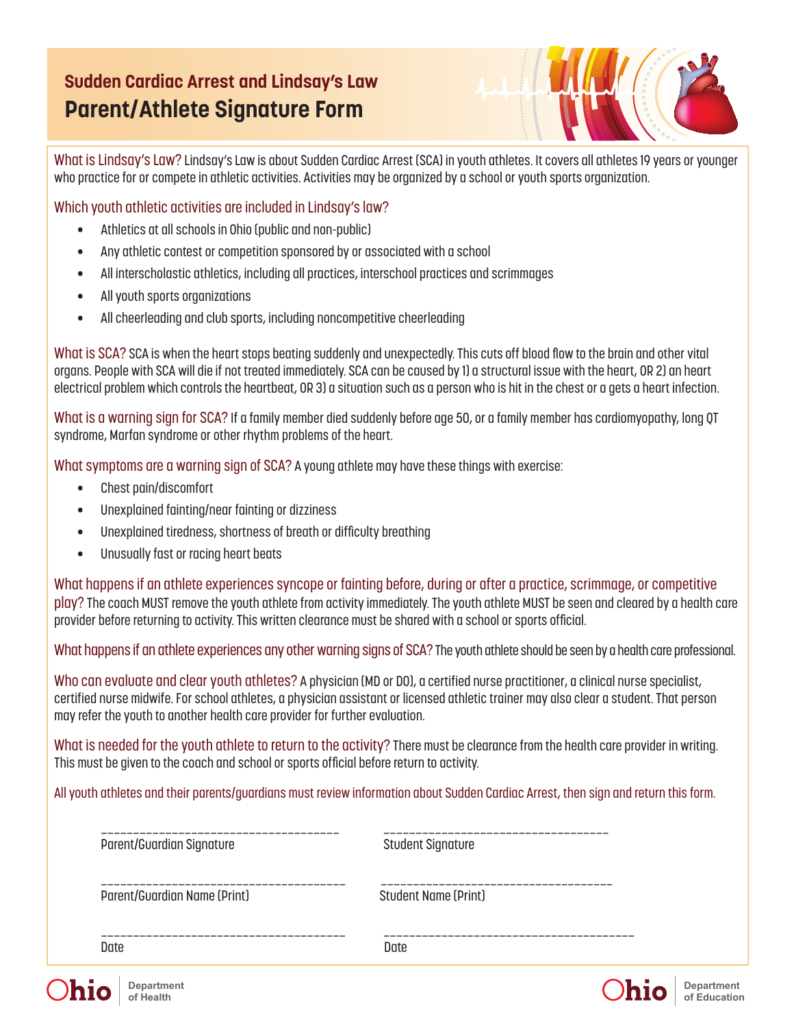## Sudden Cardiac Arrest and Lindsay's Law

# Parent/Athlete Signature Form

**What is Lindsay's Law?** Lindsay's Law is about Sudden Cardiac Arrest (SCA) in youth athletes. It covers all athletes 19 years or younger who practice for or compete in athletic activities. Activities may be organized by a school or youth sports organization.

**Which youth athletic activities are included in Lindsay's law?**

- Athletics at all schools in Ohio (public and non-public)
- Any athletic contest or competition sponsored by or associated with a school
- All interscholastic athletics, including all practices, interschool practices and scrimmages
- All youth sports organizations
- All cheerleading and club sports, including noncompetitive cheerleading

**What is SCA?** SCA is when the heart stops beating suddenly and unexpectedly. This cuts off blood flow to the brain and other vital organs. People with SCA will die if not treated immediately. SCA can be caused by 1) a structural issue with the heart, OR 2) an heart electrical problem which controls the heartbeat, OR 3) a situation such as a person who is hit in the chest or a gets a heart infection.

**What is a warning sign for SCA?** If a family member died suddenly before age 50, or a family member has cardiomyopathy, long QT syndrome, Marfan syndrome or other rhythm problems of the heart.

**What symptoms are a warning sign of SCA?** A young athlete may have these things with exercise:

- Chest pain/discomfort
- Unexplained fainting/near fainting or dizziness
- Unexplained tiredness, shortness of breath or difficulty breathing
- Unusually fast or racing heart beats

**What happens if an athlete experiences syncope or fainting before, during or after a practice, scrimmage, or competitive play?** The coach MUST remove the youth athlete from activity immediately. The youth athlete MUST be seen and cleared by a health care provider before returning to activity. This written clearance must be shared with a school or sports official.

**What happens if an athlete experiences any other warning signs of SCA?** The youth athlete should be seen by a health care professional.

**Who can evaluate and clear youth athletes?** A physician (MD or DO), a certified nurse practitioner, a clinical nurse specialist, certified nurse midwife. For school athletes, a physician assistant or licensed athletic trainer may also clear a student. That person may refer the youth to another health care provider for further evaluation.

**What is needed for the youth athlete to return to the activity?** There must be clearance from the health care provider in writing. This must be given to the coach and school or sports official before return to activity.

All youth athletes and their parents/guardians must review information about Sudden Cardiac Arrest, then sign and return this form.

\_\_\_\_\_\_\_\_\_\_\_\_\_\_\_\_\_\_\_\_\_\_\_\_\_\_\_\_\_\_\_\_\_\_\_\_
Parent/Guardian Signature

\_\_\_\_\_\_\_\_\_\_\_\_\_\_\_\_\_\_\_\_\_\_\_\_\_\_\_\_\_\_\_\_\_\_\_\_
Student Signature

\_\_\_\_\_\_\_\_\_\_\_\_\_\_\_\_\_\_\_\_\_\_\_\_\_\_\_\_\_\_\_\_\_\_\_\_
Parent/Guardian Name (Print)

\_\_\_\_\_\_\_\_\_\_\_\_\_\_\_\_\_\_\_\_\_\_\_\_\_\_\_\_\_\_\_\_\_\_\_\_
Student Name (Print)

\_\_\_\_\_\_\_\_\_\_\_\_\_\_\_\_\_\_\_\_\_\_\_\_\_\_\_\_\_\_\_\_\_\_\_\_
Date

\_\_\_\_\_\_\_\_\_\_\_\_\_\_\_\_\_\_\_\_\_\_\_\_\_\_\_\_\_\_\_\_\_\_\_\_
Date

Ohio Department of Health

Ohio Department of Education